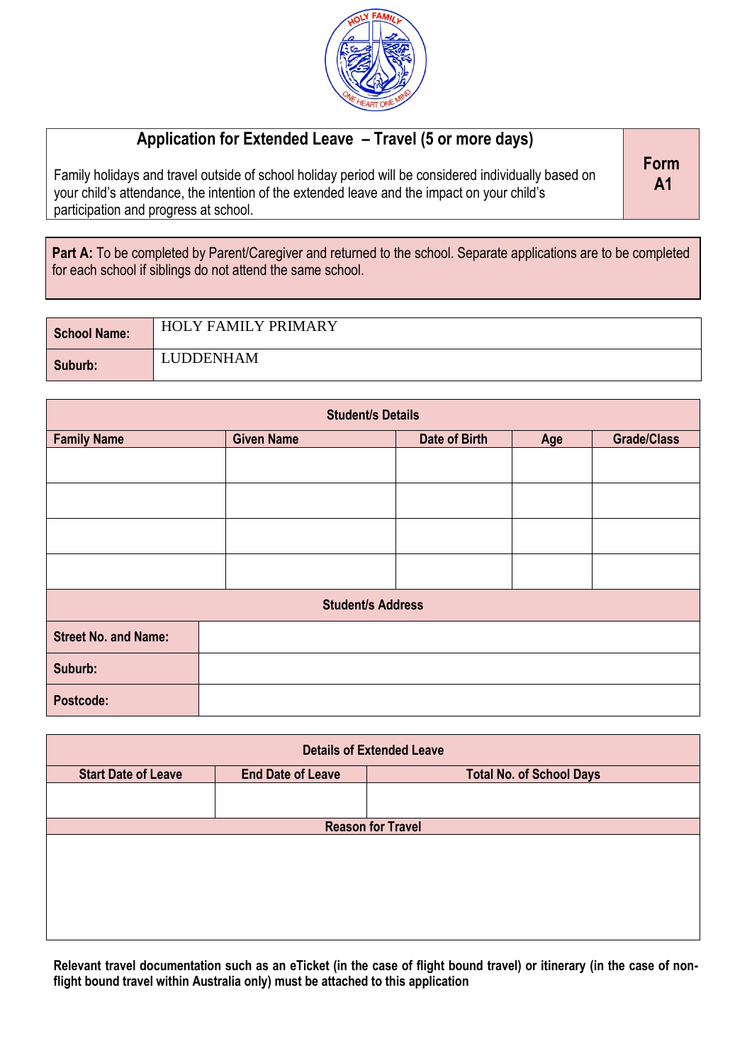## Application for Extended Leave – Travel (5 or more days)

**Form A1**

Family holidays and travel outside of school holiday period will be considered individually based on your child's attendance, the intention of the extended leave and the impact on your child's participation and progress at school.

**Part A:** To be completed by Parent/Caregiver and returned to the school. Separate applications are to be completed for each school if siblings do not attend the same school.

| | |
|---|---|
| **School Name:** | HOLY FAMILY PRIMARY |
| **Suburb:** | LUDDENHAM |

| **Student/s Details** | | | | |
|---|---|---|---|---|
| **Family Name** | **Given Name** | **Date of Birth** | **Age** | **Grade/Class** |
| | | | | |
| | | | | |
| | | | | |
| | | | | |

| **Student/s Address** | |
|---|---|
| **Street No. and Name:** | |
| **Suburb:** | |
| **Postcode:** | |

| **Details of Extended Leave** | | |
|---|---|---|
| **Start Date of Leave** | **End Date of Leave** | **Total No. of School Days** |
| | | |

| **Reason for Travel** |
|---|
| |

**Relevant travel documentation such as an eTicket (in the case of flight bound travel) or itinerary (in the case of non-flight bound travel within Australia only) must be attached to this application**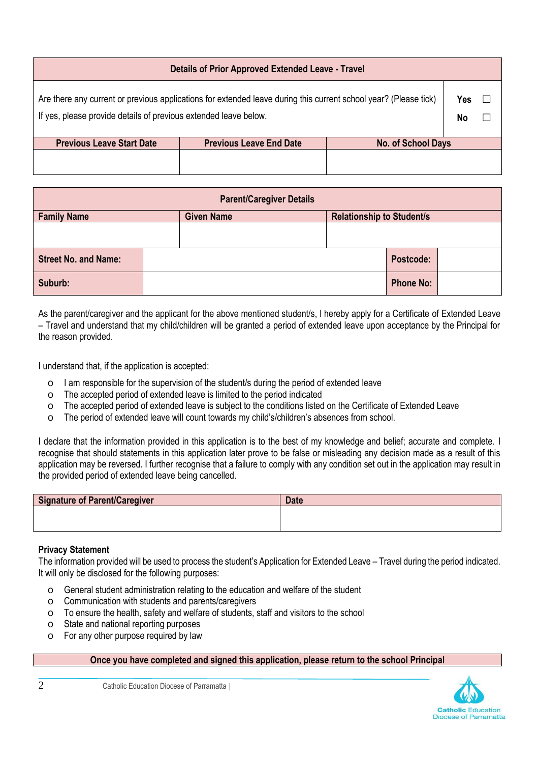| Details of Prior Approved Extended Leave - Travel | | |
|---|---|---|
| Are there any current or previous applications for extended leave during this current school year? (Please tick)<br>If yes, please provide details of previous extended leave below. | | Yes ☐<br>No ☐ |
| **Previous Leave Start Date** | **Previous Leave End Date** | **No. of School Days** |
| | | |

| Parent/Caregiver Details | | | |
|---|---|---|---|
| **Family Name** | **Given Name** | **Relationship to Student/s** | |
| | | | |
| **Street No. and Name:** | | **Postcode:** | |
| **Suburb:** | | **Phone No:** | |

As the parent/caregiver and the applicant for the above mentioned student/s, I hereby apply for a Certificate of Extended Leave – Travel and understand that my child/children will be granted a period of extended leave upon acceptance by the Principal for the reason provided.

I understand that, if the application is accepted:

- I am responsible for the supervision of the student/s during the period of extended leave
- The accepted period of extended leave is limited to the period indicated
- The accepted period of extended leave is subject to the conditions listed on the Certificate of Extended Leave
- The period of extended leave will count towards my child's/children's absences from school.

I declare that the information provided in this application is to the best of my knowledge and belief; accurate and complete. I recognise that should statements in this application later prove to be false or misleading any decision made as a result of this application may be reversed. I further recognise that a failure to comply with any condition set out in the application may result in the provided period of extended leave being cancelled.

| Signature of Parent/Caregiver | Date |
|---|---|
| | |

**Privacy Statement**

The information provided will be used to process the student's Application for Extended Leave – Travel during the period indicated. It will only be disclosed for the following purposes:

- General student administration relating to the education and welfare of the student
- Communication with students and parents/caregivers
- To ensure the health, safety and welfare of students, staff and visitors to the school
- State and national reporting purposes
- For any other purpose required by law

**Once you have completed and signed this application, please return to the school Principal**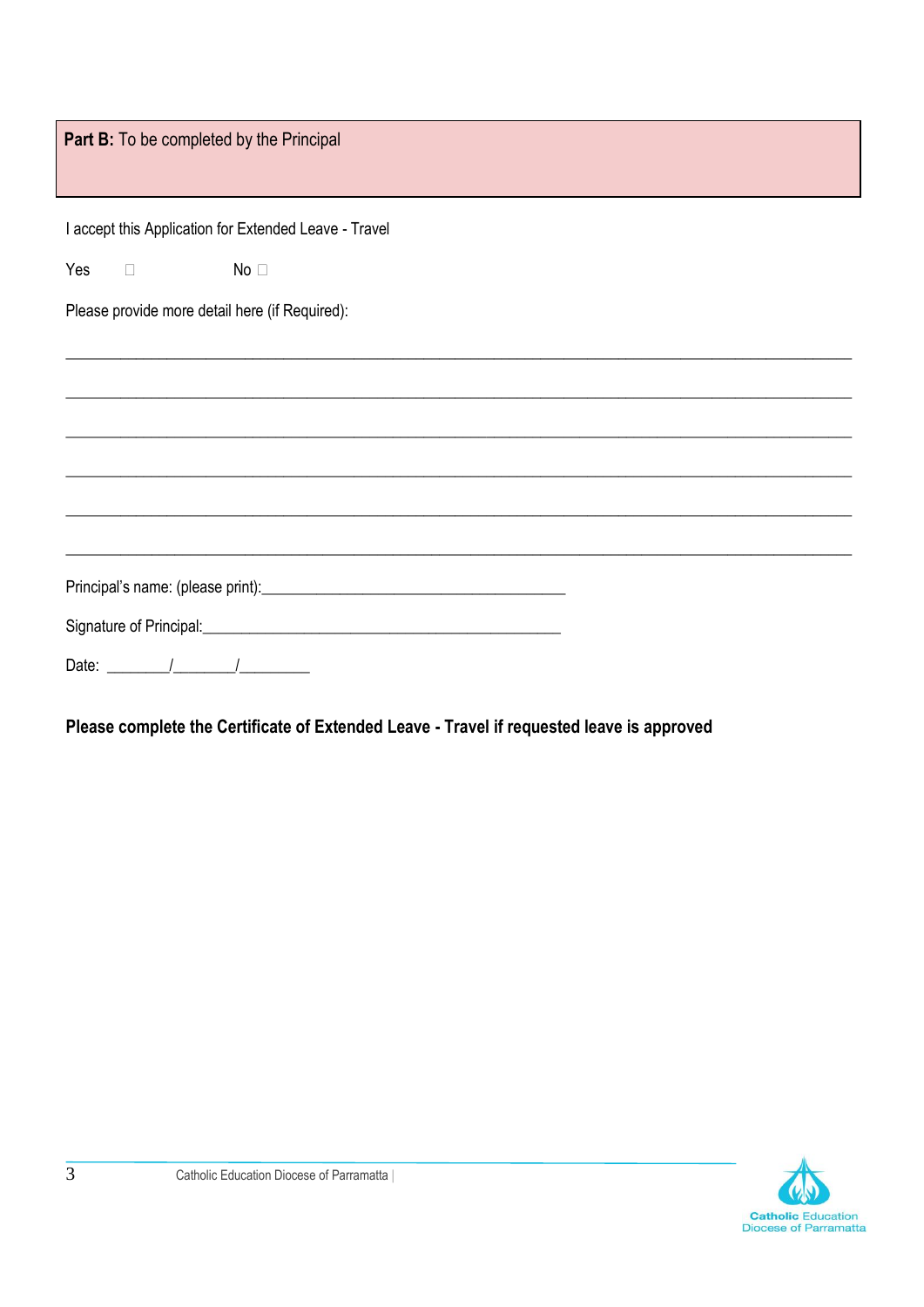**Part B:** To be completed by the Principal

I accept this Application for Extended Leave - Travel

Yes ☐ No ☐

Please provide more detail here (if Required):

\_\_\_\_\_\_\_\_\_\_\_\_\_\_\_\_\_\_\_\_\_\_\_\_\_\_\_\_\_\_\_\_\_\_\_\_\_\_\_\_\_\_\_\_\_\_\_\_\_\_\_\_\_\_\_\_\_\_\_\_\_\_\_\_\_\_\_\_\_\_\_\_\_\_\_\_\_\_

\_\_\_\_\_\_\_\_\_\_\_\_\_\_\_\_\_\_\_\_\_\_\_\_\_\_\_\_\_\_\_\_\_\_\_\_\_\_\_\_\_\_\_\_\_\_\_\_\_\_\_\_\_\_\_\_\_\_\_\_\_\_\_\_\_\_\_\_\_\_\_\_\_\_\_\_\_\_

\_\_\_\_\_\_\_\_\_\_\_\_\_\_\_\_\_\_\_\_\_\_\_\_\_\_\_\_\_\_\_\_\_\_\_\_\_\_\_\_\_\_\_\_\_\_\_\_\_\_\_\_\_\_\_\_\_\_\_\_\_\_\_\_\_\_\_\_\_\_\_\_\_\_\_\_\_\_

\_\_\_\_\_\_\_\_\_\_\_\_\_\_\_\_\_\_\_\_\_\_\_\_\_\_\_\_\_\_\_\_\_\_\_\_\_\_\_\_\_\_\_\_\_\_\_\_\_\_\_\_\_\_\_\_\_\_\_\_\_\_\_\_\_\_\_\_\_\_\_\_\_\_\_\_\_\_

\_\_\_\_\_\_\_\_\_\_\_\_\_\_\_\_\_\_\_\_\_\_\_\_\_\_\_\_\_\_\_\_\_\_\_\_\_\_\_\_\_\_\_\_\_\_\_\_\_\_\_\_\_\_\_\_\_\_\_\_\_\_\_\_\_\_\_\_\_\_\_\_\_\_\_\_\_\_

\_\_\_\_\_\_\_\_\_\_\_\_\_\_\_\_\_\_\_\_\_\_\_\_\_\_\_\_\_\_\_\_\_\_\_\_\_\_\_\_\_\_\_\_\_\_\_\_\_\_\_\_\_\_\_\_\_\_\_\_\_\_\_\_\_\_\_\_\_\_\_\_\_\_\_\_\_\_

Principal's name: (please print):\_\_\_\_\_\_\_\_\_\_\_\_\_\_\_\_\_\_\_\_\_\_\_\_\_\_\_\_\_\_\_\_\_\_\_\_\_\_\_\_

Signature of Principal:\_\_\_\_\_\_\_\_\_\_\_\_\_\_\_\_\_\_\_\_\_\_\_\_\_\_\_\_\_\_\_\_\_\_\_\_\_\_\_\_\_\_\_\_\_\_

Date: \_\_\_\_\_\_\_\_/\_\_\_\_\_\_\_\_/\_\_\_\_\_\_\_\_\_

**Please complete the Certificate of Extended Leave - Travel if requested leave is approved**